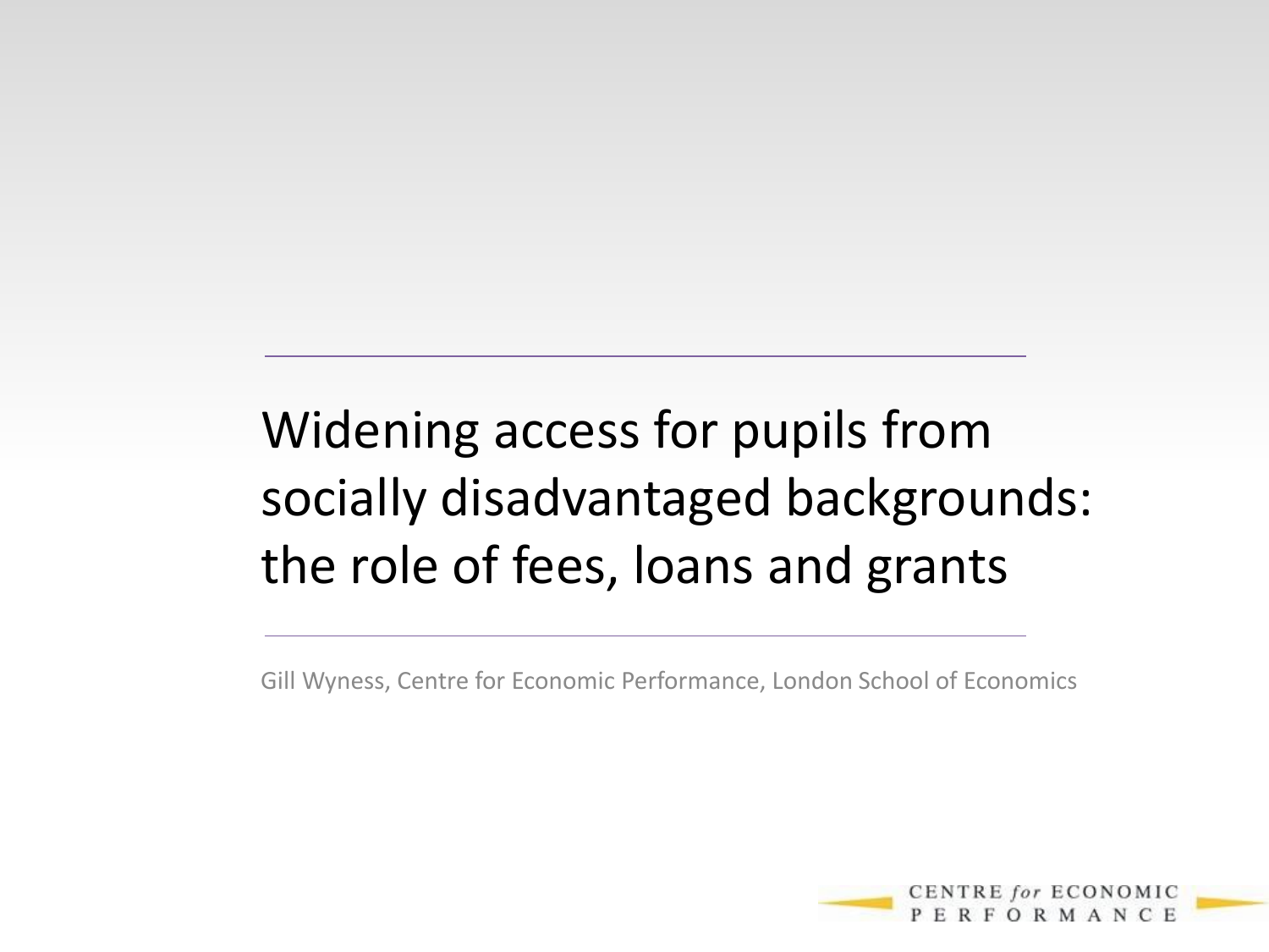# Widening access for pupils from socially disadvantaged backgrounds: the role of fees, loans and grants

Gill Wyness, Centre for Economic Performance, London School of Economics

CENTRE *for* ECONOMIC PERFORMANCE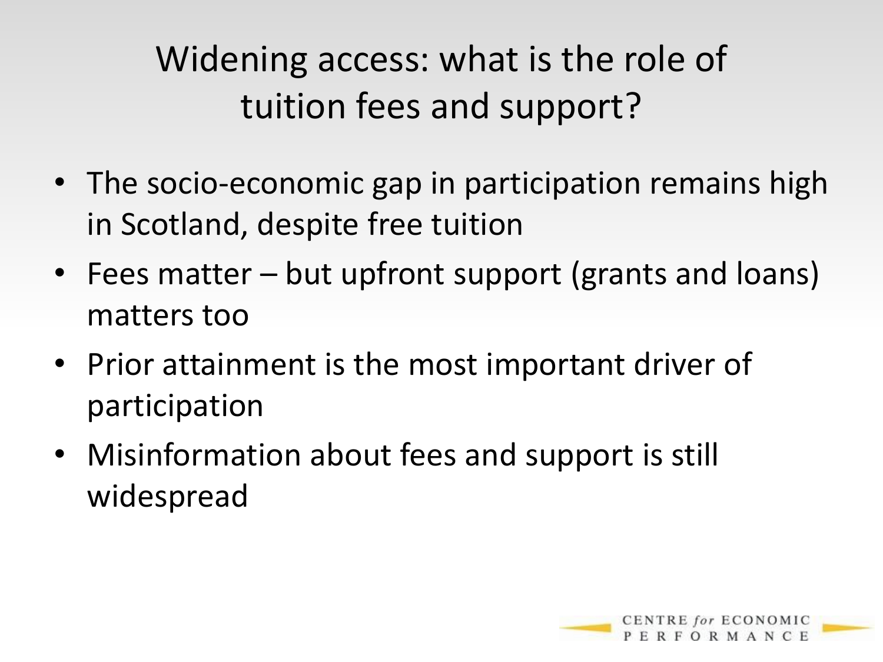# Widening access: what is the role of tuition fees and support?

- The socio-economic gap in participation remains high in Scotland, despite free tuition
- Fees matter – but upfront support (grants and loans) matters too
- Prior attainment is the most important driver of participation
- Misinformation about fees and support is still widespread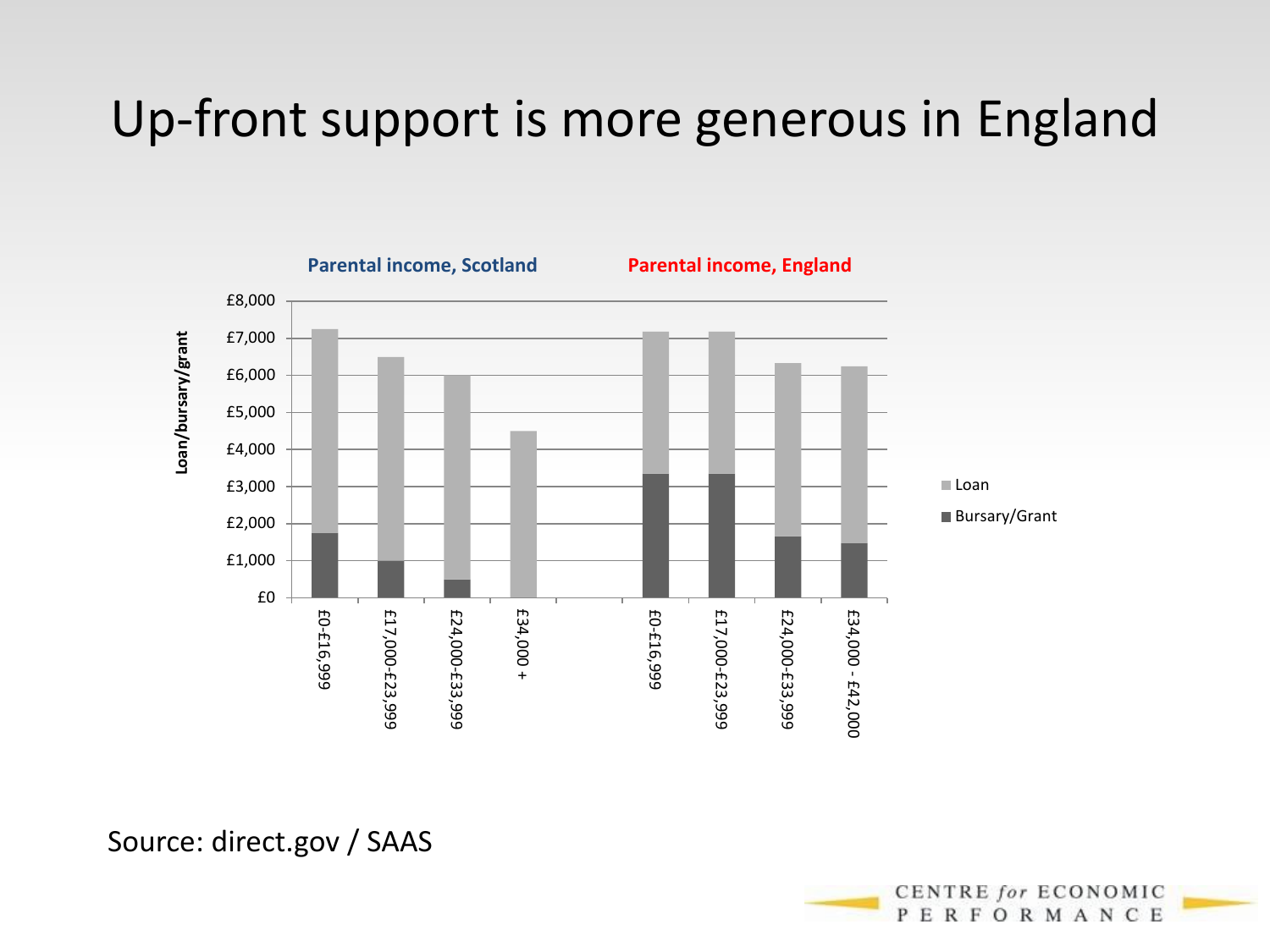# Up-front support is more generous in England

Parental income, Scotland

Parental income, England

Loan/bursary/grant

£8,000
£7,000
£6,000
£5,000
£4,000
£3,000
£2,000
£1,000
£0

£0-£16,999
£17,000-£23,999
£24,000-£33,999
£34,000 +

£0-£16,999
£17,000-£23,999
£24,000-£33,999
£34,000 - £42,000

Loan
Bursary/Grant

Source: direct.gov / SAAS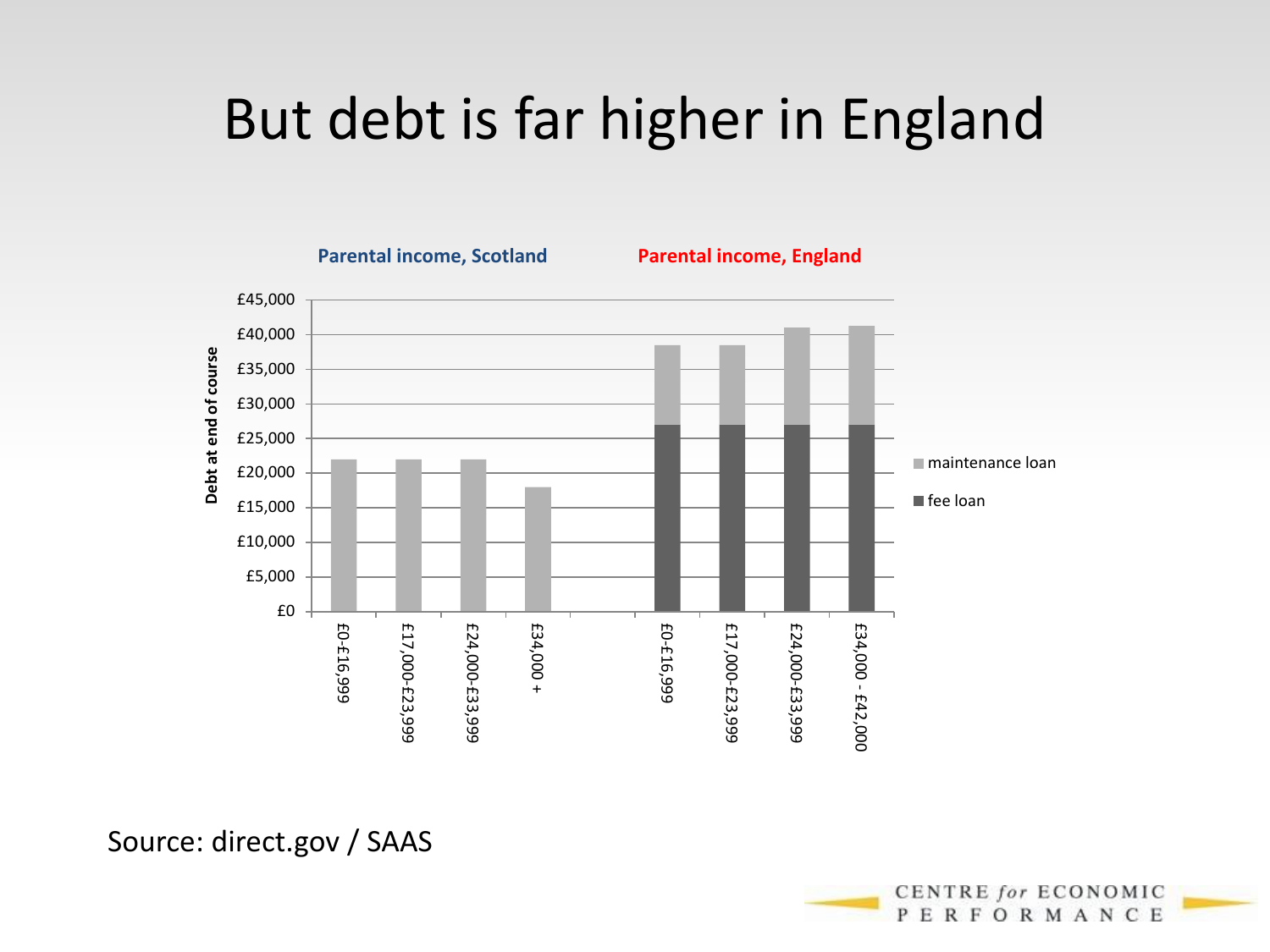# But debt is far higher in England

Parental income, Scotland

Parental income, England

Debt at end of course

£45,000
£40,000
£35,000
£30,000
£25,000
£20,000
£15,000
£10,000
£5,000
£0

£0-£16,999
£17,000-£23,999
£24,000-£33,999
£34,000 +

£0-£16,999
£17,000-£23,999
£24,000-£33,999
£34,000 - £42,000

maintenance loan

fee loan

Source: direct.gov / SAAS

CENTRE for ECONOMIC PERFORMANCE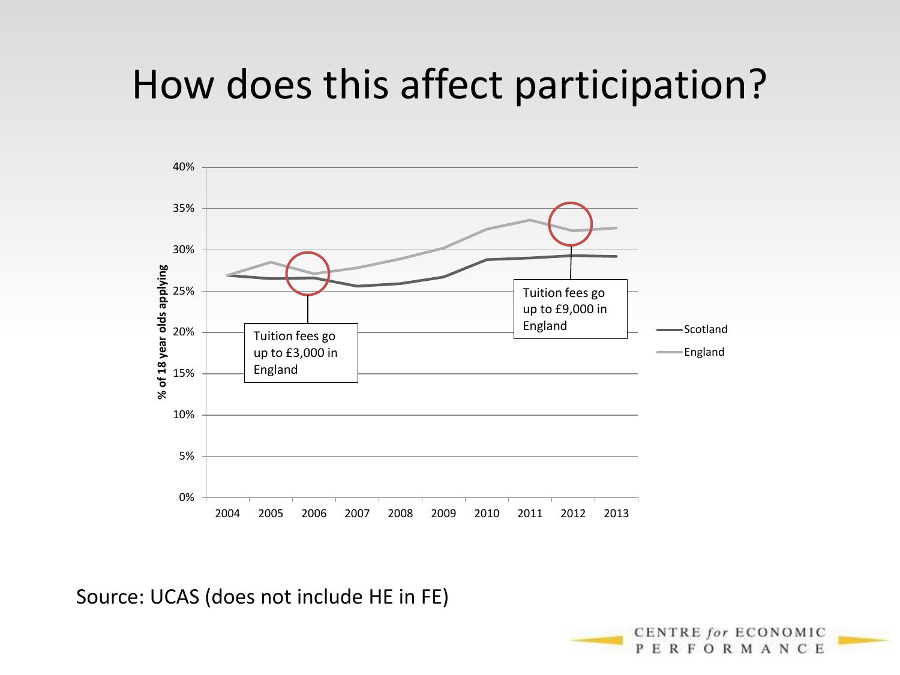# How does this affect participation?

% of 18 year olds applying

40%
35%
30%
25%
20%
15%
10%
5%
0%

2004 2005 2006 2007 2008 2009 2010 2011 2012 2013

Tuition fees go up to £3,000 in England

Tuition fees go up to £9,000 in England

Scotland

England

Source: UCAS (does not include HE in FE)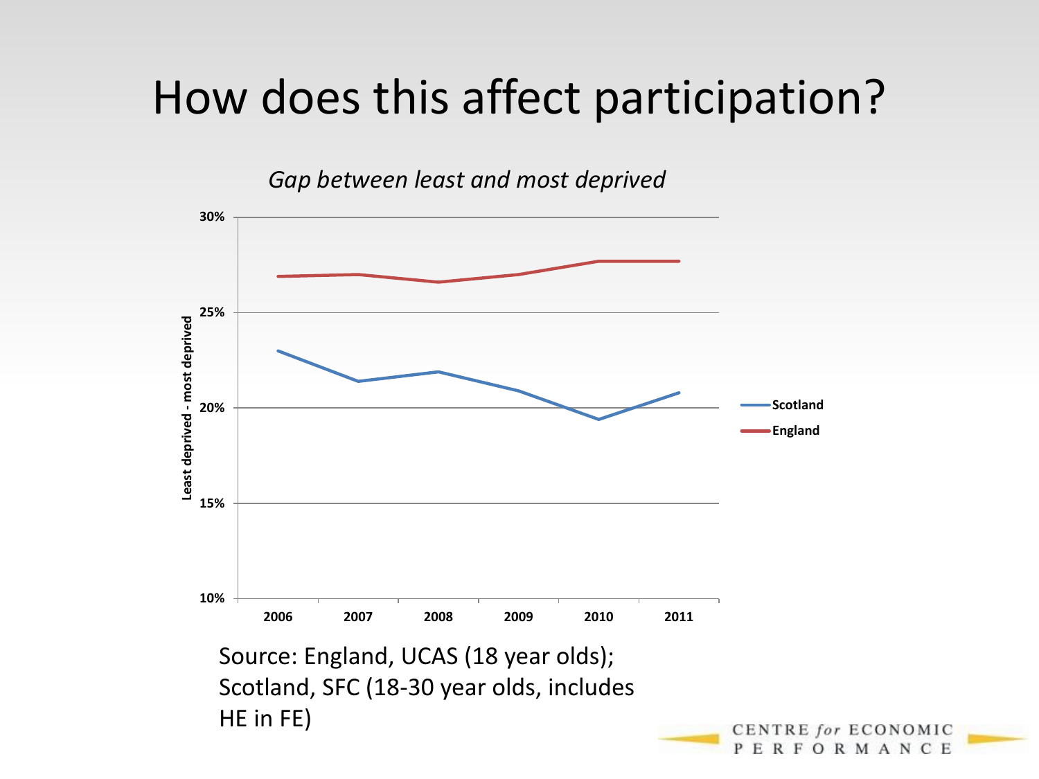# How does this affect participation?

*Gap between least and most deprived*

Source: England, UCAS (18 year olds); Scotland, SFC (18-30 year olds, includes HE in FE)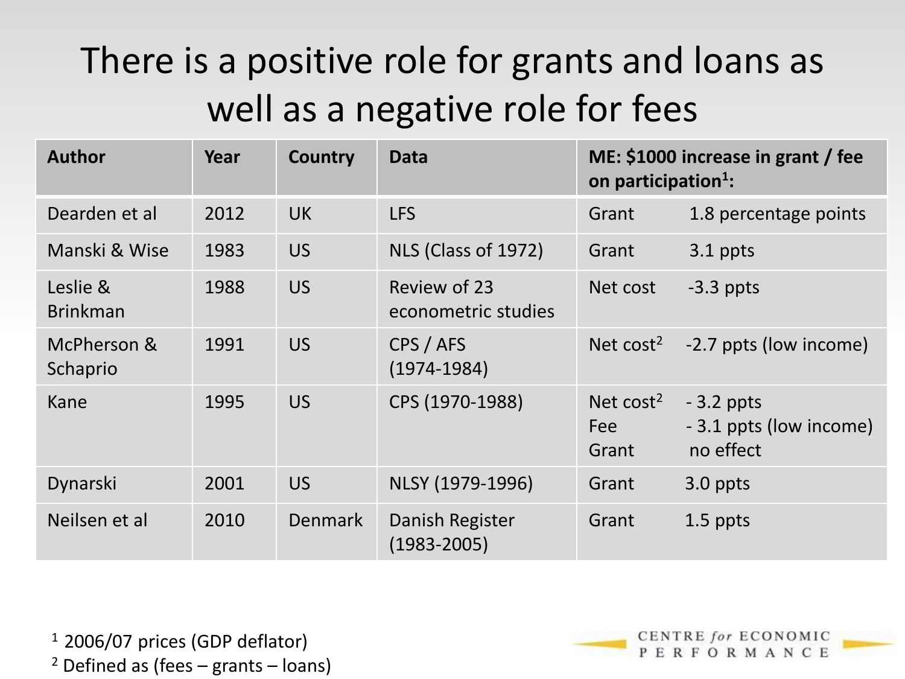# There is a positive role for grants and loans as well as a negative role for fees

| Author | Year | Country | Data | ME: $1000 increase in grant / fee on participation[1]: | |
|---|---|---|---|---|---|
| Dearden et al | 2012 | UK | LFS | Grant | 1.8 percentage points |
| Manski & Wise | 1983 | US | NLS (Class of 1972) | Grant | 3.1 ppts |
| Leslie & Brinkman | 1988 | US | Review of 23 econometric studies | Net cost | -3.3 ppts |
| McPherson & Schaprio | 1991 | US | CPS / AFS (1974-1984) | Net cost[2] | -2.7 ppts (low income) |
| Kane | 1995 | US | CPS (1970-1988) | Net cost[2]<br>Fee<br>Grant | - 3.2 ppts<br>- 3.1 ppts (low income)<br>no effect |
| Dynarski | 2001 | US | NLSY (1979-1996) | Grant | 3.0 ppts |
| Neilsen et al | 2010 | Denmark | Danish Register (1983-2005) | Grant | 1.5 ppts |

[1] 2006/07 prices (GDP deflator)

[2] Defined as (fees – grants – loans)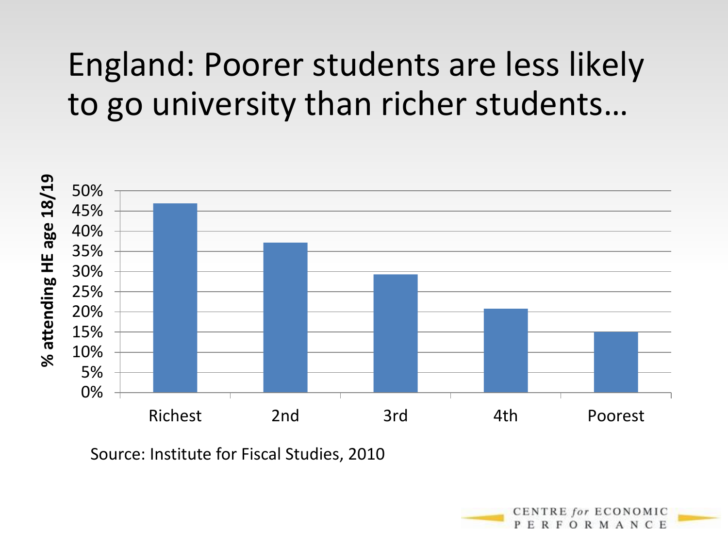# England: Poorer students are less likely to go university than richer students…

% attending HE age 18/19

| | Richest | 2nd | 3rd | 4th | Poorest |
|---|---|---|---|---|---|

Source: Institute for Fiscal Studies, 2010

CENTRE *for* ECONOMIC PERFORMANCE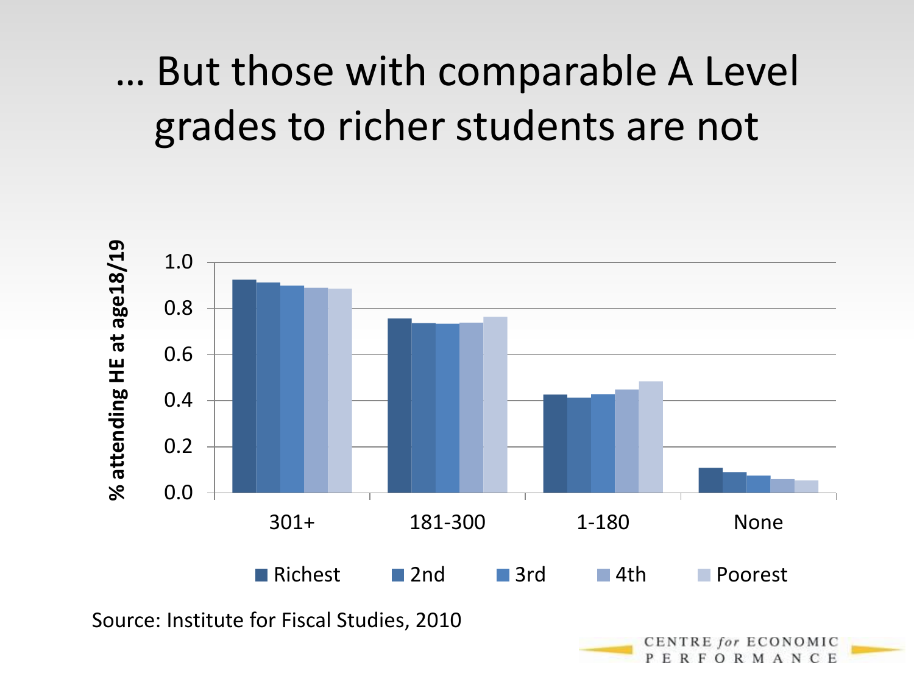# … But those with comparable A Level grades to richer students are not

% attending HE at age18/19

| | Richest | 2nd | 3rd | 4th | Poorest |
|---|---|---|---|---|---|
| 301+ | 0.92 | 0.91 | 0.90 | 0.89 | 0.88 |
| 181-300 | 0.76 | 0.74 | 0.73 | 0.74 | 0.76 |
| 1-180 | 0.43 | 0.41 | 0.43 | 0.45 | 0.48 |
| None | 0.11 | 0.09 | 0.07 | 0.06 | 0.05 |

Source: Institute for Fiscal Studies, 2010

CENTRE *for* ECONOMIC PERFORMANCE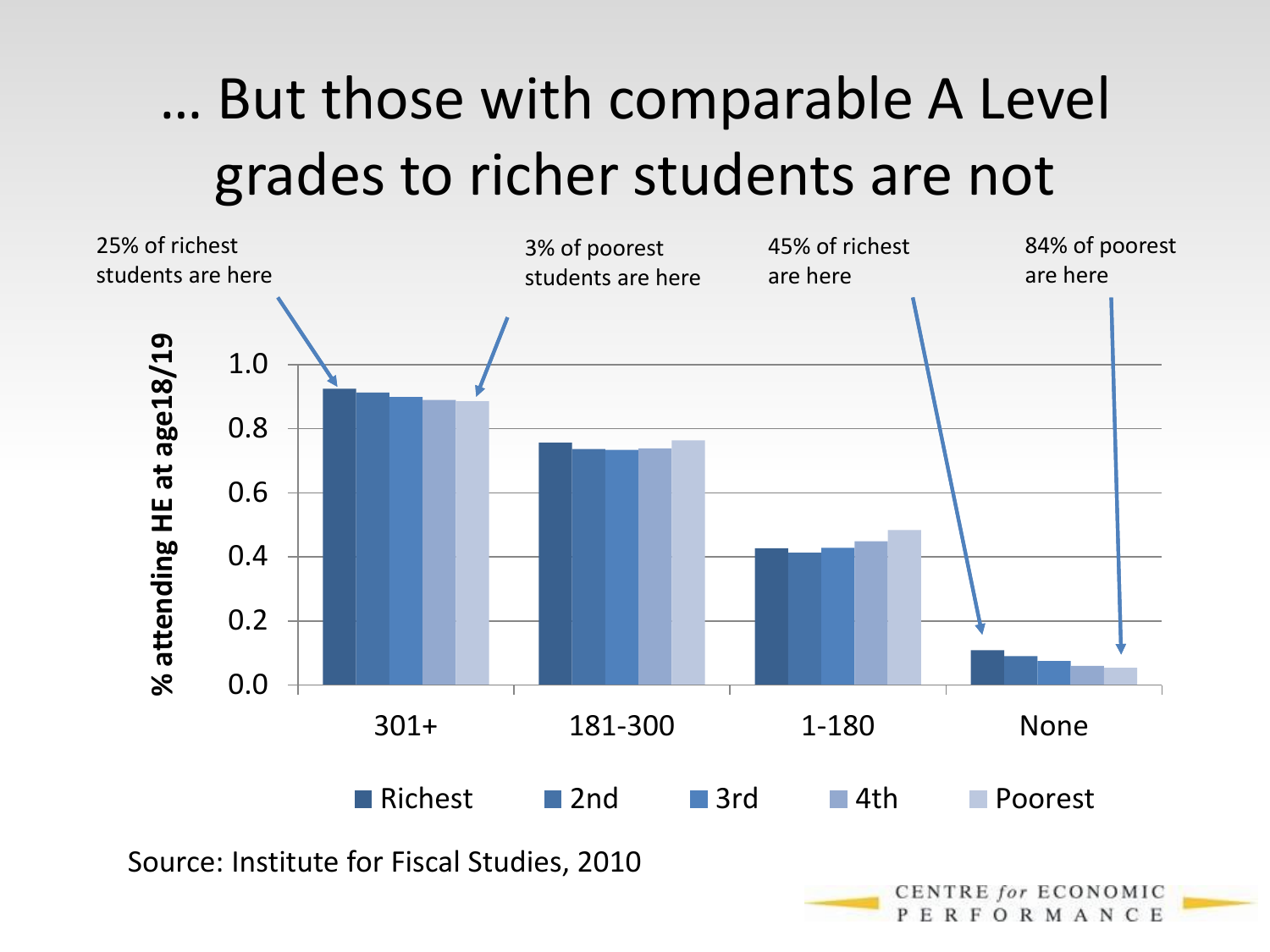# … But those with comparable A Level grades to richer students are not

25% of richest students are here

3% of poorest students are here

45% of richest are here

84% of poorest are here

% attending HE at age18/19

1.0
0.8
0.6
0.4
0.2
0.0

301+ | 181-300 | 1-180 | None

Richest | 2nd | 3rd | 4th | Poorest

Source: Institute for Fiscal Studies, 2010

CENTRE *for* ECONOMIC PERFORMANCE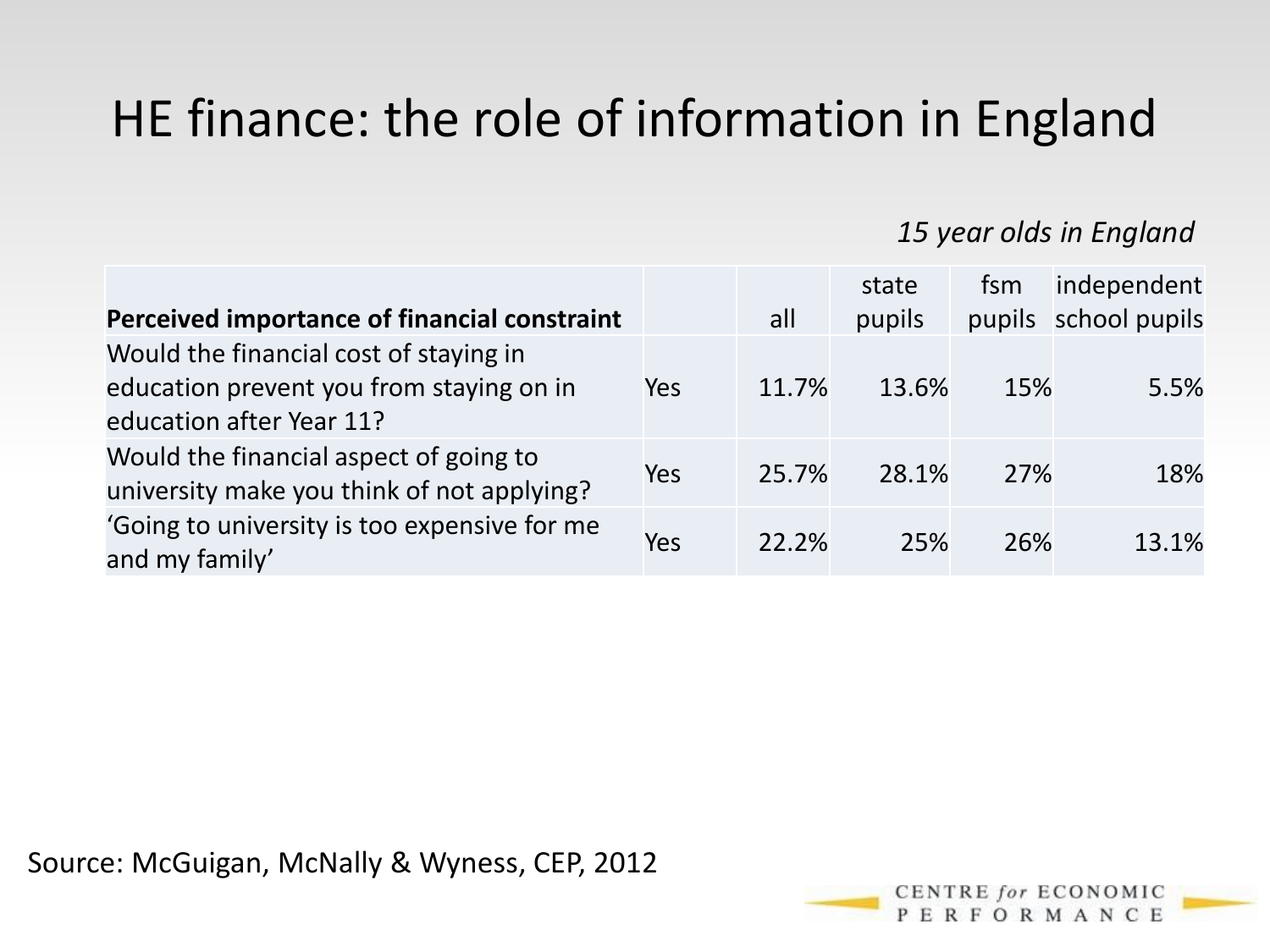# HE finance: the role of information in England

*15 year olds in England*

| Perceived importance of financial constraint | | all | state pupils | fsm pupils | independent school pupils |
|---|---|---|---|---|---|
| Would the financial cost of staying in education prevent you from staying on in education after Year 11? | Yes | 11.7% | 13.6% | 15% | 5.5% |
| Would the financial aspect of going to university make you think of not applying? | Yes | 25.7% | 28.1% | 27% | 18% |
| 'Going to university is too expensive for me and my family' | Yes | 22.2% | 25% | 26% | 13.1% |

Source: McGuigan, McNally & Wyness, CEP, 2012

CENTRE *for* ECONOMIC PERFORMANCE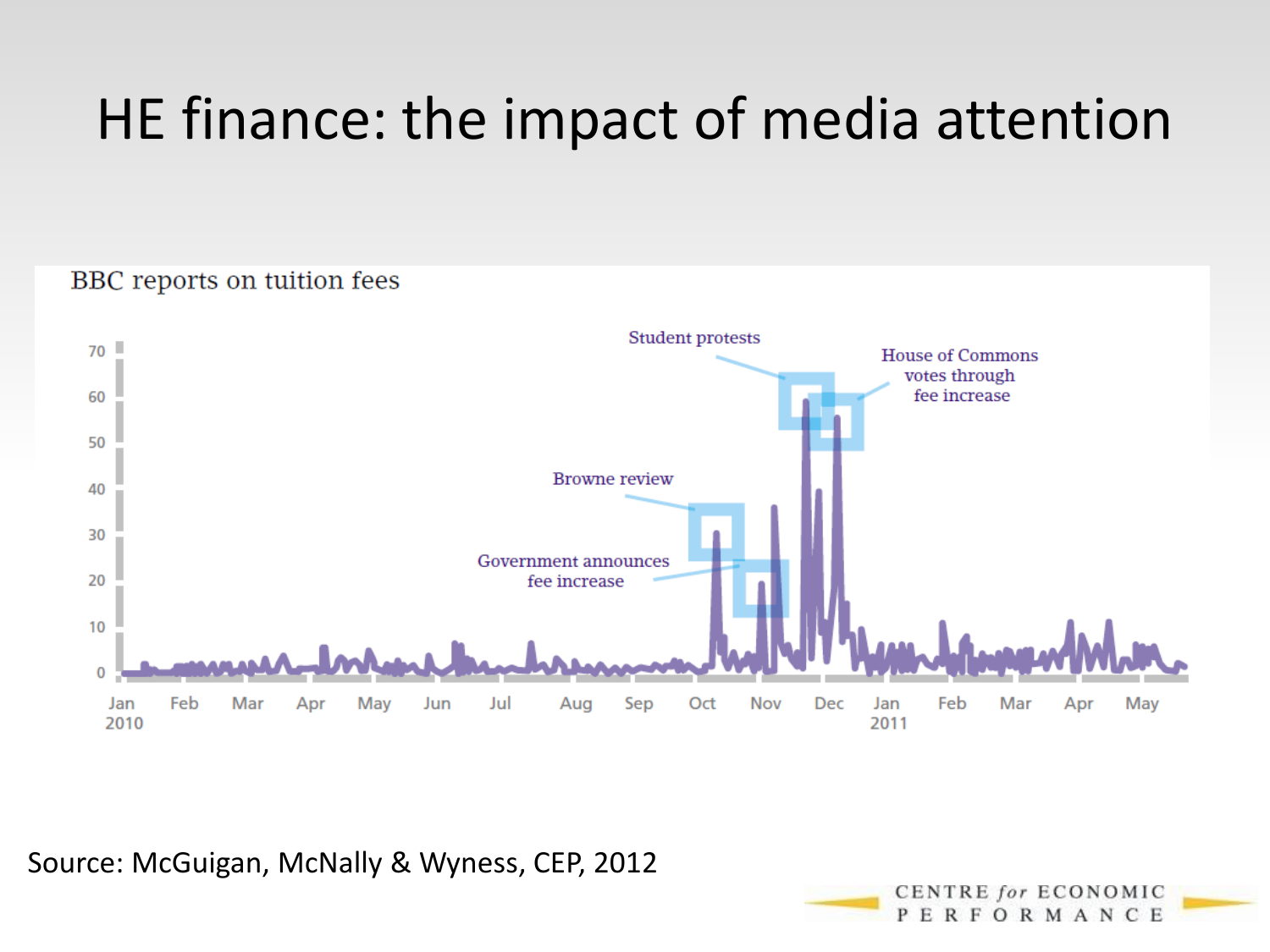# HE finance: the impact of media attention

BBC reports on tuition fees

Student protests

House of Commons votes through fee increase

Browne review

Government announces fee increase

Source: McGuigan, McNally & Wyness, CEP, 2012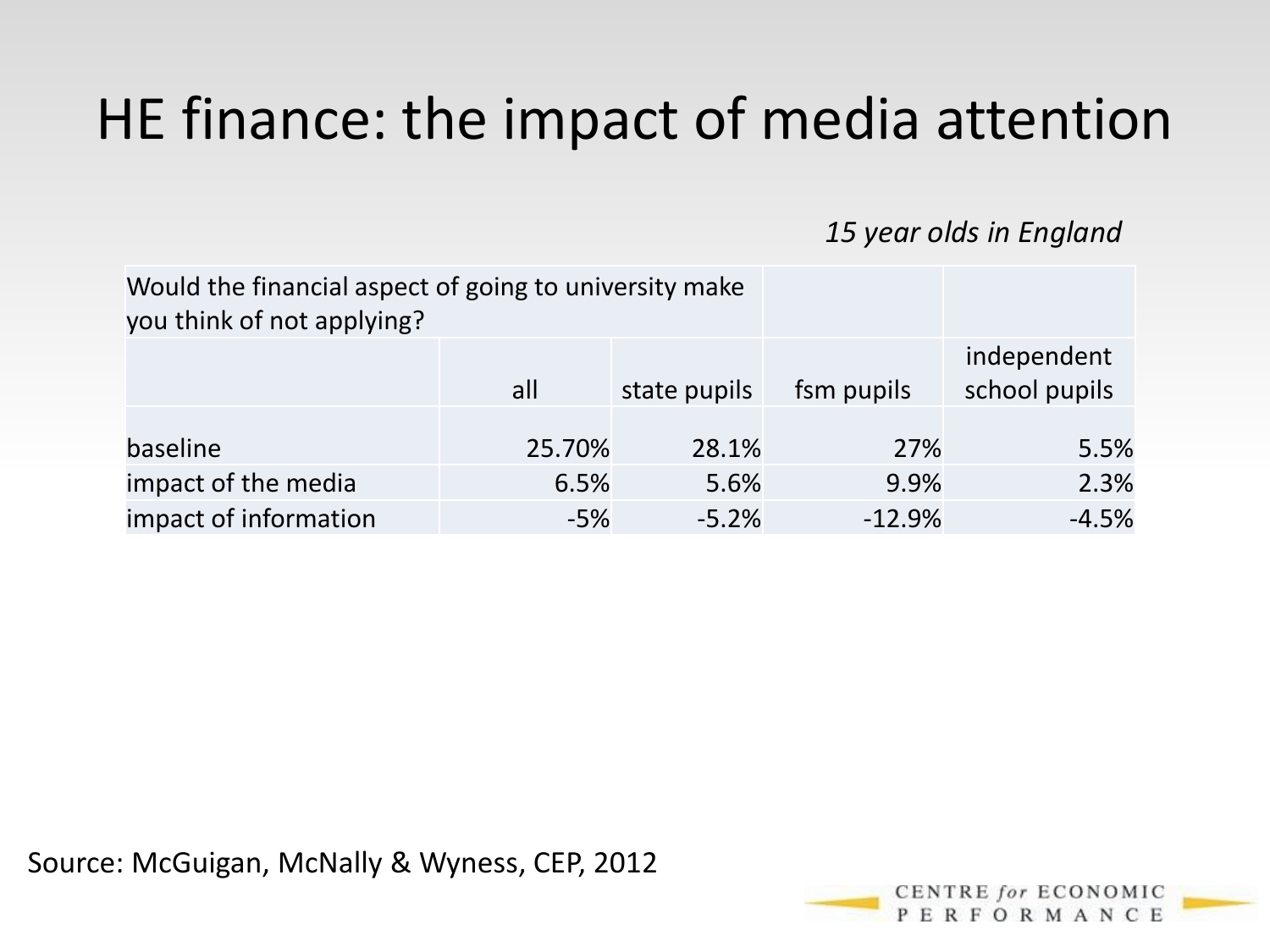# HE finance: the impact of media attention

*15 year olds in England*

| Would the financial aspect of going to university make you think of not applying? | | | | |
|---|---|---|---|---|
| | all | state pupils | fsm pupils | independent school pupils |
| baseline | 25.70% | 28.1% | 27% | 5.5% |
| impact of the media | 6.5% | 5.6% | 9.9% | 2.3% |
| impact of information | -5% | -5.2% | -12.9% | -4.5% |

Source: McGuigan, McNally & Wyness, CEP, 2012

CENTRE *for* ECONOMIC PERFORMANCE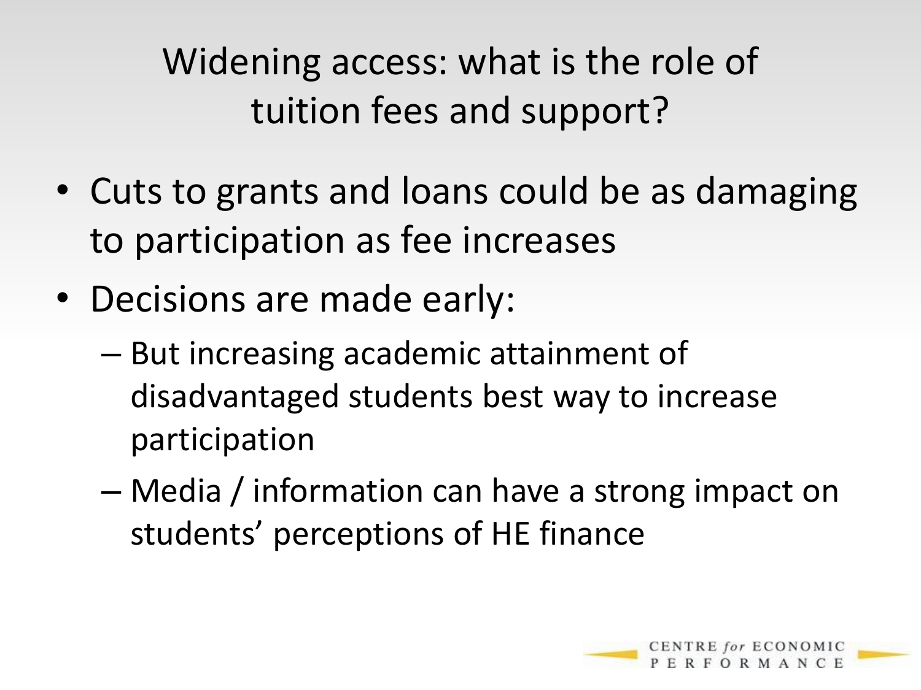# Widening access: what is the role of tuition fees and support?

- Cuts to grants and loans could be as damaging to participation as fee increases
- Decisions are made early:
  - But increasing academic attainment of disadvantaged students best way to increase participation
  - Media / information can have a strong impact on students' perceptions of HE finance

CENTRE *for* ECONOMIC PERFORMANCE